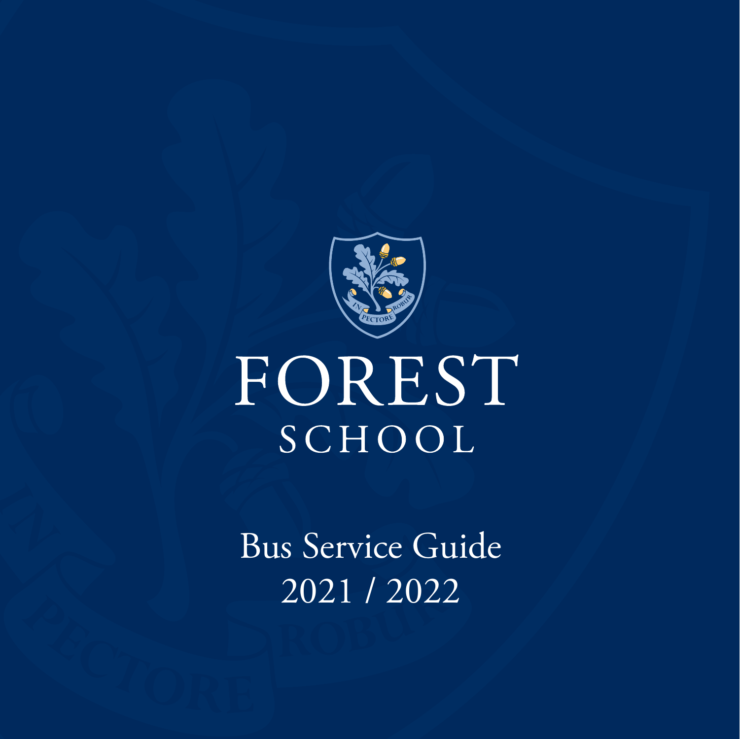# FOREST SCHOOL

## Bus Service Guide 2021 / 2022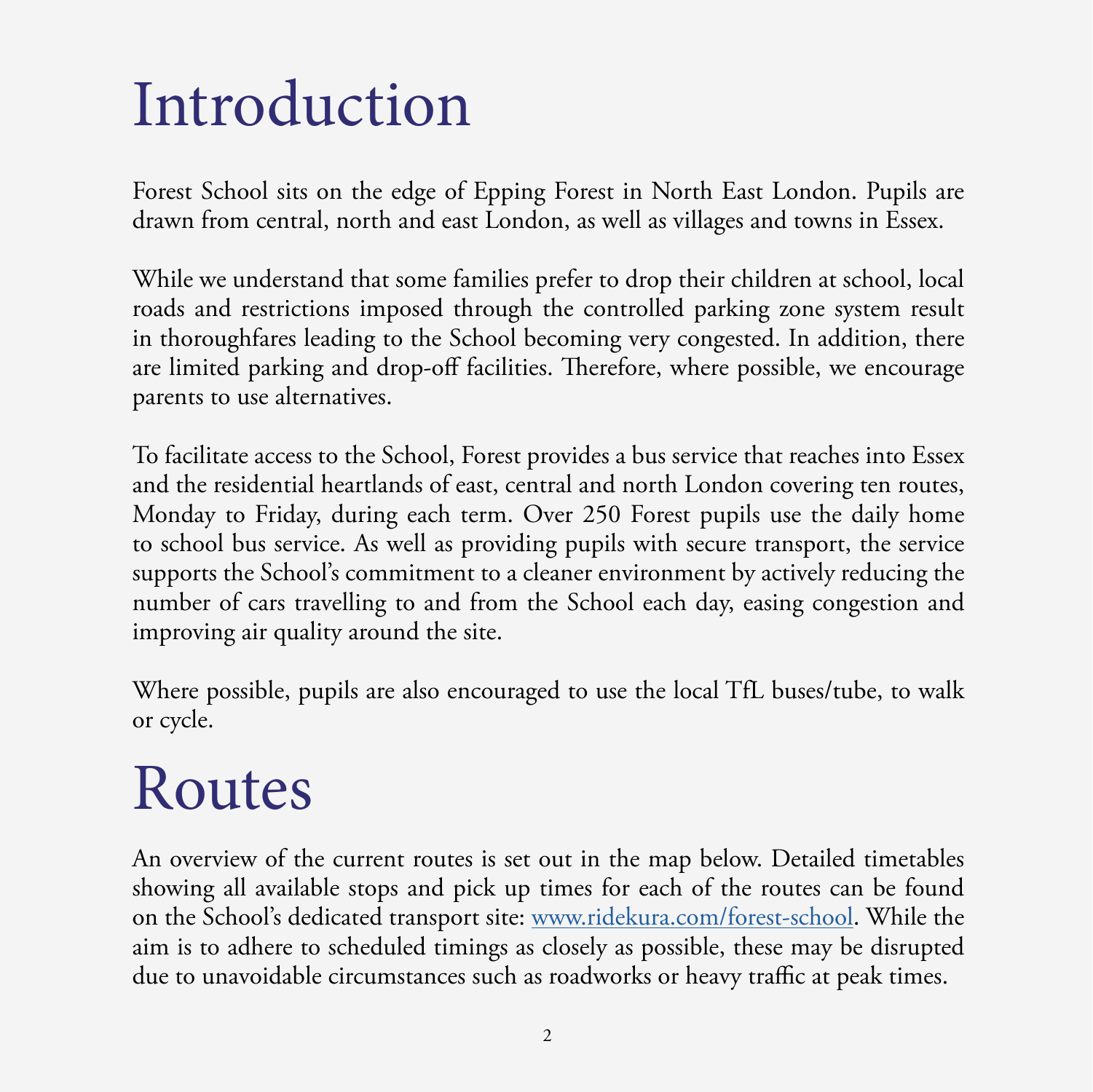# Introduction

Forest School sits on the edge of Epping Forest in North East London. Pupils are drawn from central, north and east London, as well as villages and towns in Essex.

While we understand that some families prefer to drop their children at school, local roads and restrictions imposed through the controlled parking zone system result in thoroughfares leading to the School becoming very congested. In addition, there are limited parking and drop-off facilities. Therefore, where possible, we encourage parents to use alternatives.

To facilitate access to the School, Forest provides a bus service that reaches into Essex and the residential heartlands of east, central and north London covering ten routes, Monday to Friday, during each term. Over 250 Forest pupils use the daily home to school bus service. As well as providing pupils with secure transport, the service supports the School's commitment to a cleaner environment by actively reducing the number of cars travelling to and from the School each day, easing congestion and improving air quality around the site.

Where possible, pupils are also encouraged to use the local TfL buses/tube, to walk or cycle.

# Routes

An overview of the current routes is set out in the map below. Detailed timetables showing all available stops and pick up times for each of the routes can be found on the School's dedicated transport site: [www.ridekura.com/forest-school](http://www.ridekura.com/forest-school). While the aim is to adhere to scheduled timings as closely as possible, these may be disrupted due to unavoidable circumstances such as roadworks or heavy traffic at peak times.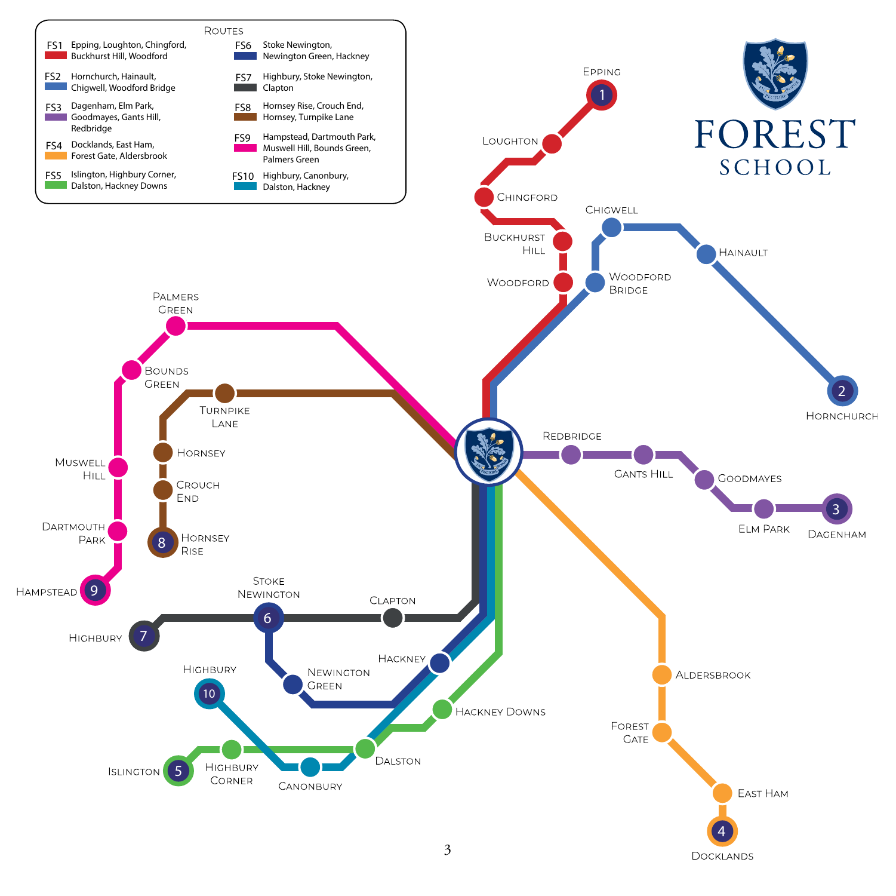## Routes

| Route | Stops |
|---|---|
| FS1 | Epping, Loughton, Chingford, Buckhurst Hill, Woodford |
| FS2 | Hornchurch, Hainault, Chigwell, Woodford Bridge |
| FS3 | Dagenham, Elm Park, Goodmayes, Gants Hill, Redbridge |
| FS4 | Docklands, East Ham, Forest Gate, Aldersbrook |
| FS5 | Islington, Highbury Corner, Dalston, Hackney Downs |
| FS6 | Stoke Newington, Newington Green, Hackney |
| FS7 | Highbury, Stoke Newington, Clapton |
| FS8 | Hornsey Rise, Crouch End, Hornsey, Turnpike Lane |
| FS9 | Hampstead, Dartmouth Park, Muswell Hill, Bounds Green, Palmers Green |
| FS10 | Highbury, Canonbury, Dalston, Hackney |

FOREST SCHOOL

Epping 1, Loughton, Chingford, Buckhurst Hill, Woodford

Chigwell, Hainault, Woodford Bridge, Hornchurch 2

Redbridge, Gants Hill, Goodmayes, Elm Park, Dagenham 3

Aldersbrook, Forest Gate, East Ham, Docklands 4

Palmers Green, Bounds Green, Muswell Hill, Dartmouth Park, Hampstead 9

Turnpike Lane, Hornsey, Crouch End, Hornsey Rise 8

Highbury 7, Stoke Newington 6, Clapton

Newington Green, Hackney

Highbury 10, Canonbury, Dalston

Islington 5, Highbury Corner, Hackney Downs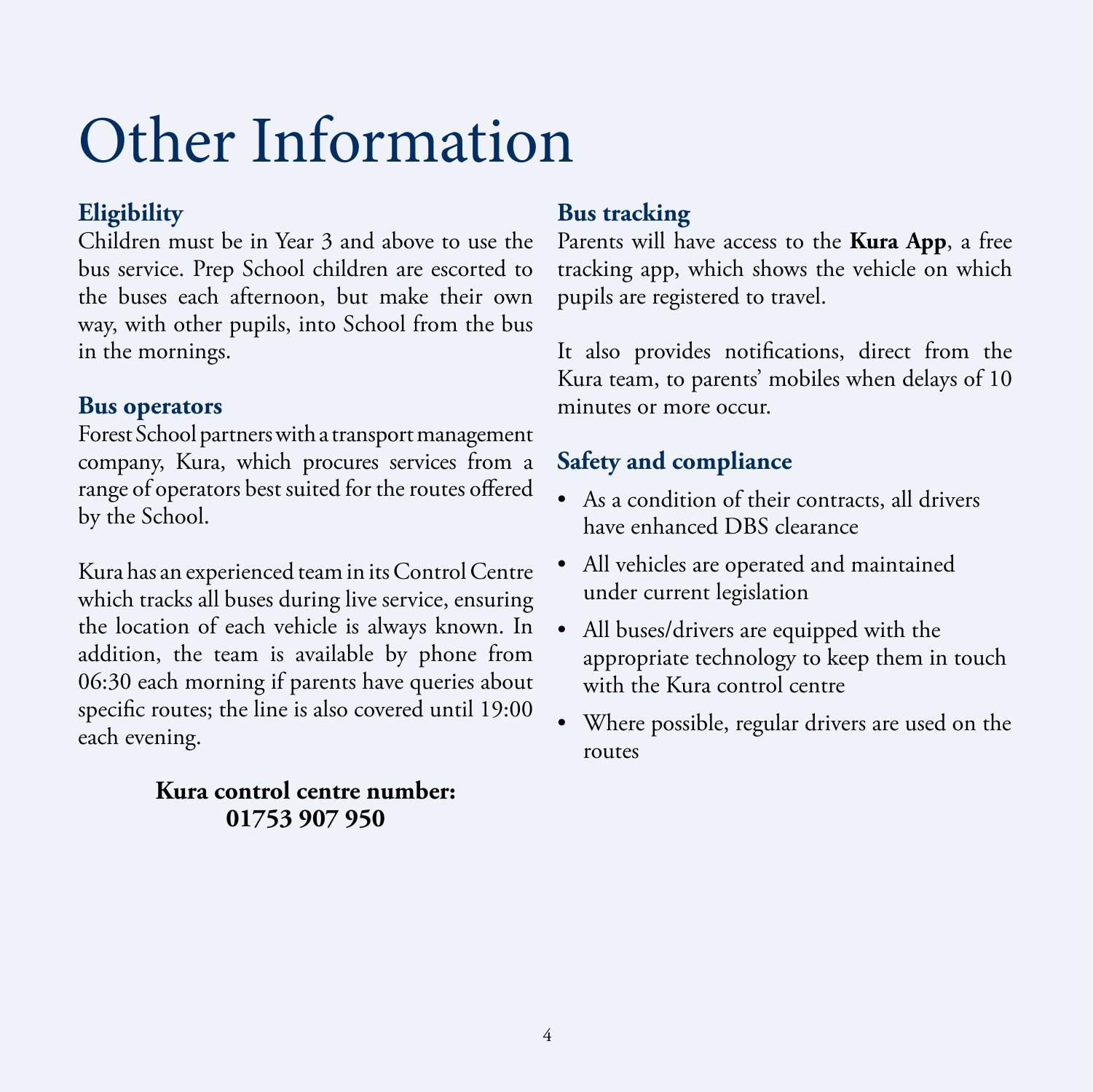# Other Information

## Eligibility

Children must be in Year 3 and above to use the bus service. Prep School children are escorted to the buses each afternoon, but make their own way, with other pupils, into School from the bus in the mornings.

## Bus operators

Forest School partners with a transport management company, Kura, which procures services from a range of operators best suited for the routes offered by the School.

Kura has an experienced team in its Control Centre which tracks all buses during live service, ensuring the location of each vehicle is always known. In addition, the team is available by phone from 06:30 each morning if parents have queries about specific routes; the line is also covered until 19:00 each evening.

**Kura control centre number: 01753 907 950**

## Bus tracking

Parents will have access to the **Kura App**, a free tracking app, which shows the vehicle on which pupils are registered to travel.

It also provides notifications, direct from the Kura team, to parents' mobiles when delays of 10 minutes or more occur.

## Safety and compliance

- As a condition of their contracts, all drivers have enhanced DBS clearance
- All vehicles are operated and maintained under current legislation
- All buses/drivers are equipped with the appropriate technology to keep them in touch with the Kura control centre
- Where possible, regular drivers are used on the routes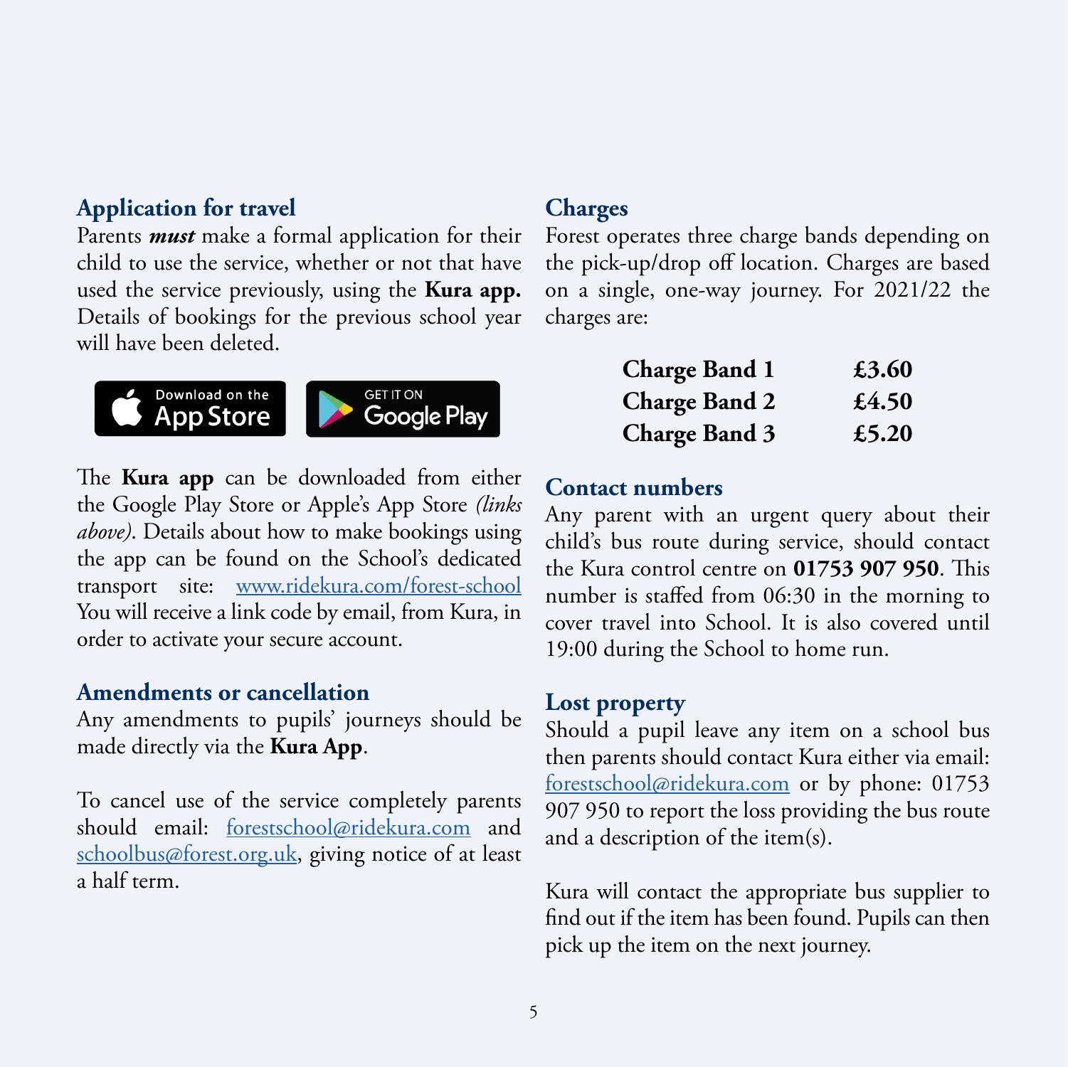## Application for travel

Parents ***must*** make a formal application for their child to use the service, whether or not that have used the service previously, using the **Kura app.** Details of bookings for the previous school year will have been deleted.

Download on the App Store | GET IT ON Google Play

The **Kura app** can be downloaded from either the Google Play Store or Apple's App Store *(links above)*. Details about how to make bookings using the app can be found on the School's dedicated transport site: [www.ridekura.com/forest-school](http://www.ridekura.com/forest-school) You will receive a link code by email, from Kura, in order to activate your secure account.

## Amendments or cancellation

Any amendments to pupils' journeys should be made directly via the **Kura App**.

To cancel use of the service completely parents should email: [forestschool@ridekura.com](mailto:forestschool@ridekura.com) and [schoolbus@forest.org.uk](mailto:schoolbus@forest.org.uk), giving notice of at least a half term.

## Charges

Forest operates three charge bands depending on the pick-up/drop off location. Charges are based on a single, one-way journey. For 2021/22 the charges are:

| | |
|---|---|
| **Charge Band 1** | **£3.60** |
| **Charge Band 2** | **£4.50** |
| **Charge Band 3** | **£5.20** |

## Contact numbers

Any parent with an urgent query about their child's bus route during service, should contact the Kura control centre on **01753 907 950**. This number is staffed from 06:30 in the morning to cover travel into School. It is also covered until 19:00 during the School to home run.

## Lost property

Should a pupil leave any item on a school bus then parents should contact Kura either via email: [forestschool@ridekura.com](mailto:forestschool@ridekura.com) or by phone: 01753 907 950 to report the loss providing the bus route and a description of the item(s).

Kura will contact the appropriate bus supplier to find out if the item has been found. Pupils can then pick up the item on the next journey.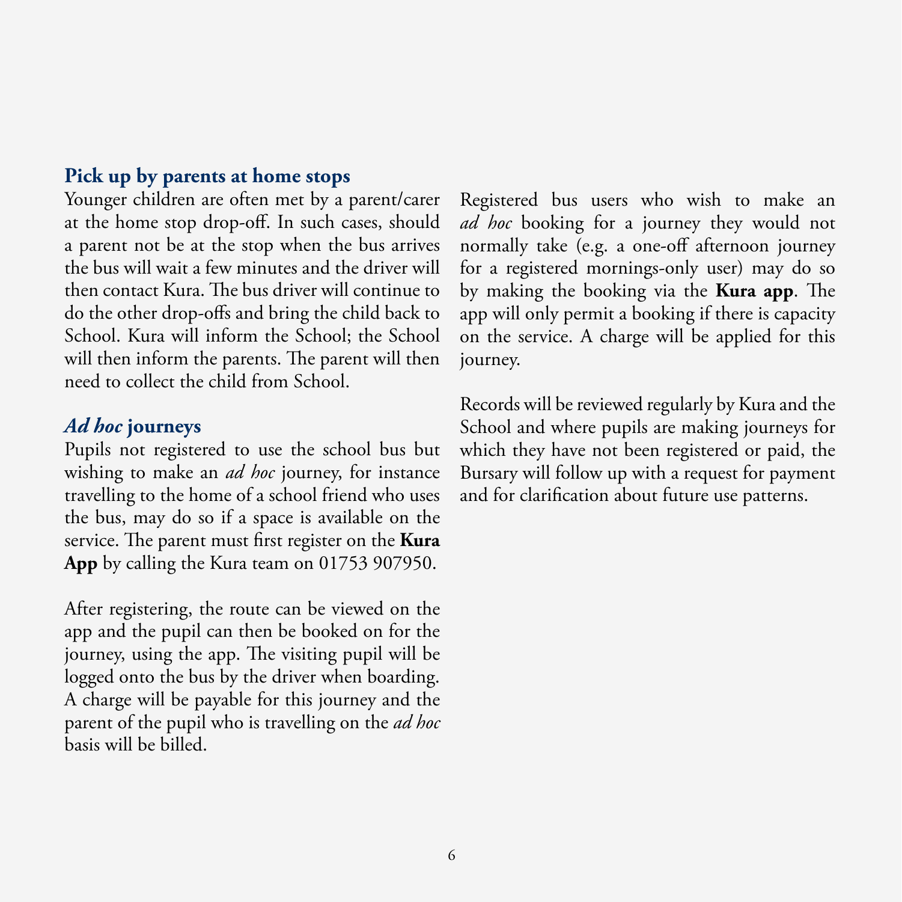## Pick up by parents at home stops

Younger children are often met by a parent/carer at the home stop drop-off. In such cases, should a parent not be at the stop when the bus arrives the bus will wait a few minutes and the driver will then contact Kura. The bus driver will continue to do the other drop-offs and bring the child back to School. Kura will inform the School; the School will then inform the parents. The parent will then need to collect the child from School.

## *Ad hoc* journeys

Pupils not registered to use the school bus but wishing to make an *ad hoc* journey, for instance travelling to the home of a school friend who uses the bus, may do so if a space is available on the service. The parent must first register on the **Kura App** by calling the Kura team on 01753 907950.

After registering, the route can be viewed on the app and the pupil can then be booked on for the journey, using the app. The visiting pupil will be logged onto the bus by the driver when boarding. A charge will be payable for this journey and the parent of the pupil who is travelling on the *ad hoc* basis will be billed.

Registered bus users who wish to make an *ad hoc* booking for a journey they would not normally take (e.g. a one-off afternoon journey for a registered mornings-only user) may do so by making the booking via the **Kura app**. The app will only permit a booking if there is capacity on the service. A charge will be applied for this journey.

Records will be reviewed regularly by Kura and the School and where pupils are making journeys for which they have not been registered or paid, the Bursary will follow up with a request for payment and for clarification about future use patterns.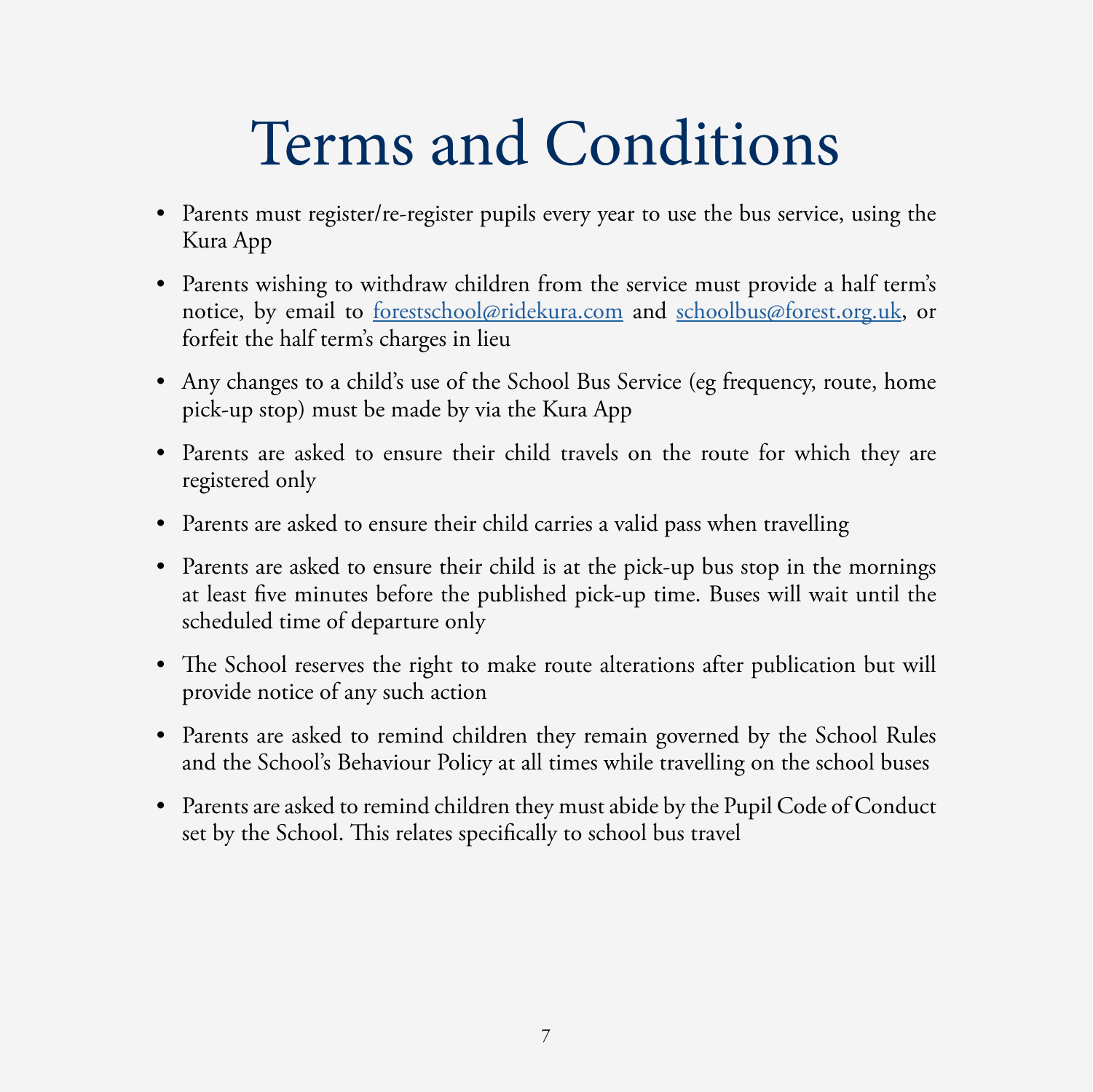# Terms and Conditions

- Parents must register/re-register pupils every year to use the bus service, using the Kura App
- Parents wishing to withdraw children from the service must provide a half term's notice, by email to forestschool@ridekura.com and schoolbus@forest.org.uk, or forfeit the half term's charges in lieu
- Any changes to a child's use of the School Bus Service (eg frequency, route, home pick-up stop) must be made by via the Kura App
- Parents are asked to ensure their child travels on the route for which they are registered only
- Parents are asked to ensure their child carries a valid pass when travelling
- Parents are asked to ensure their child is at the pick-up bus stop in the mornings at least five minutes before the published pick-up time. Buses will wait until the scheduled time of departure only
- The School reserves the right to make route alterations after publication but will provide notice of any such action
- Parents are asked to remind children they remain governed by the School Rules and the School's Behaviour Policy at all times while travelling on the school buses
- Parents are asked to remind children they must abide by the Pupil Code of Conduct set by the School. This relates specifically to school bus travel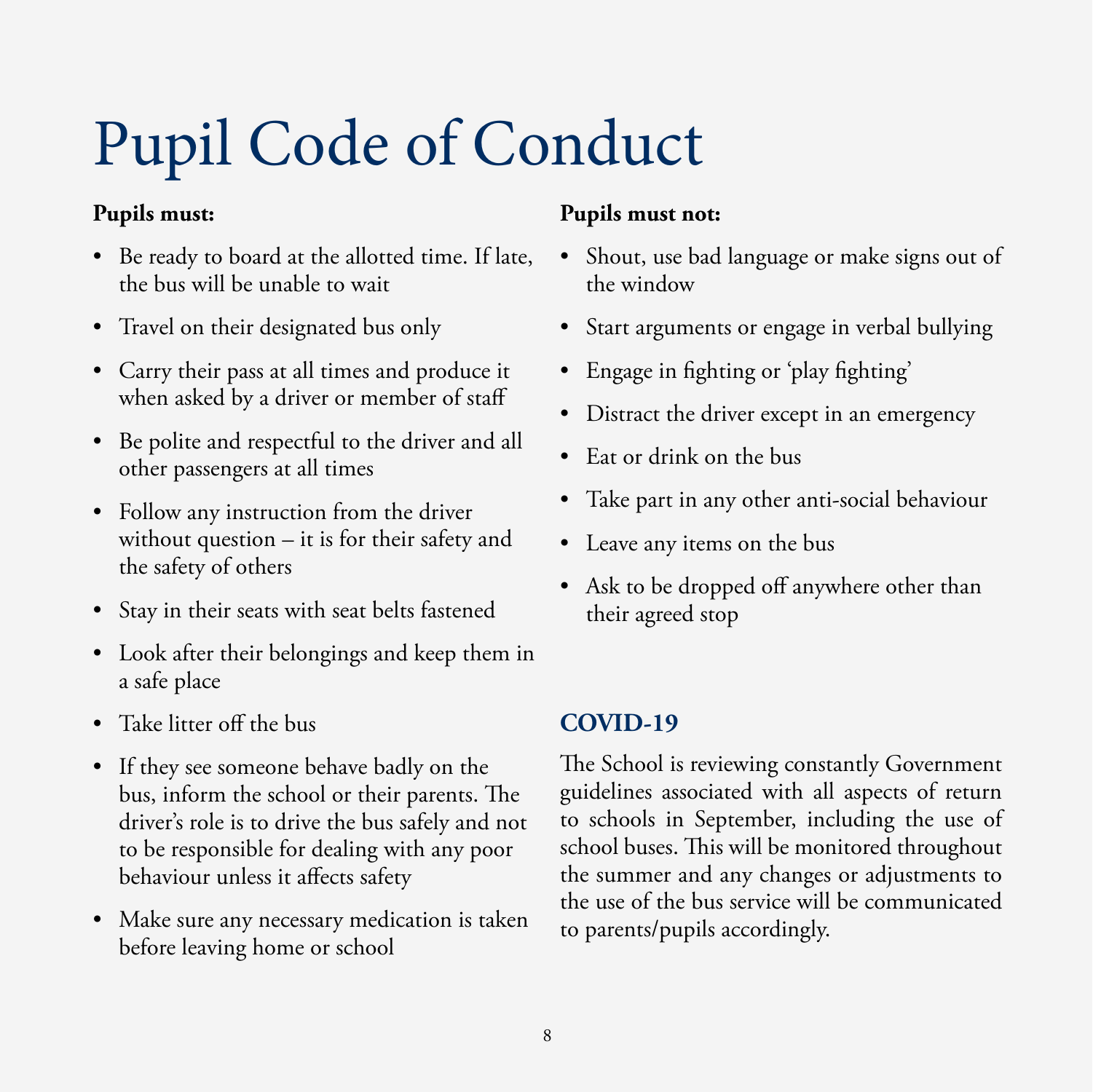# Pupil Code of Conduct

**Pupils must:**

- Be ready to board at the allotted time. If late, the bus will be unable to wait
- Travel on their designated bus only
- Carry their pass at all times and produce it when asked by a driver or member of staff
- Be polite and respectful to the driver and all other passengers at all times
- Follow any instruction from the driver without question – it is for their safety and the safety of others
- Stay in their seats with seat belts fastened
- Look after their belongings and keep them in a safe place
- Take litter off the bus
- If they see someone behave badly on the bus, inform the school or their parents. The driver's role is to drive the bus safely and not to be responsible for dealing with any poor behaviour unless it affects safety
- Make sure any necessary medication is taken before leaving home or school

**Pupils must not:**

- Shout, use bad language or make signs out of the window
- Start arguments or engage in verbal bullying
- Engage in fighting or 'play fighting'
- Distract the driver except in an emergency
- Eat or drink on the bus
- Take part in any other anti-social behaviour
- Leave any items on the bus
- Ask to be dropped off anywhere other than their agreed stop

## COVID-19

The School is reviewing constantly Government guidelines associated with all aspects of return to schools in September, including the use of school buses. This will be monitored throughout the summer and any changes or adjustments to the use of the bus service will be communicated to parents/pupils accordingly.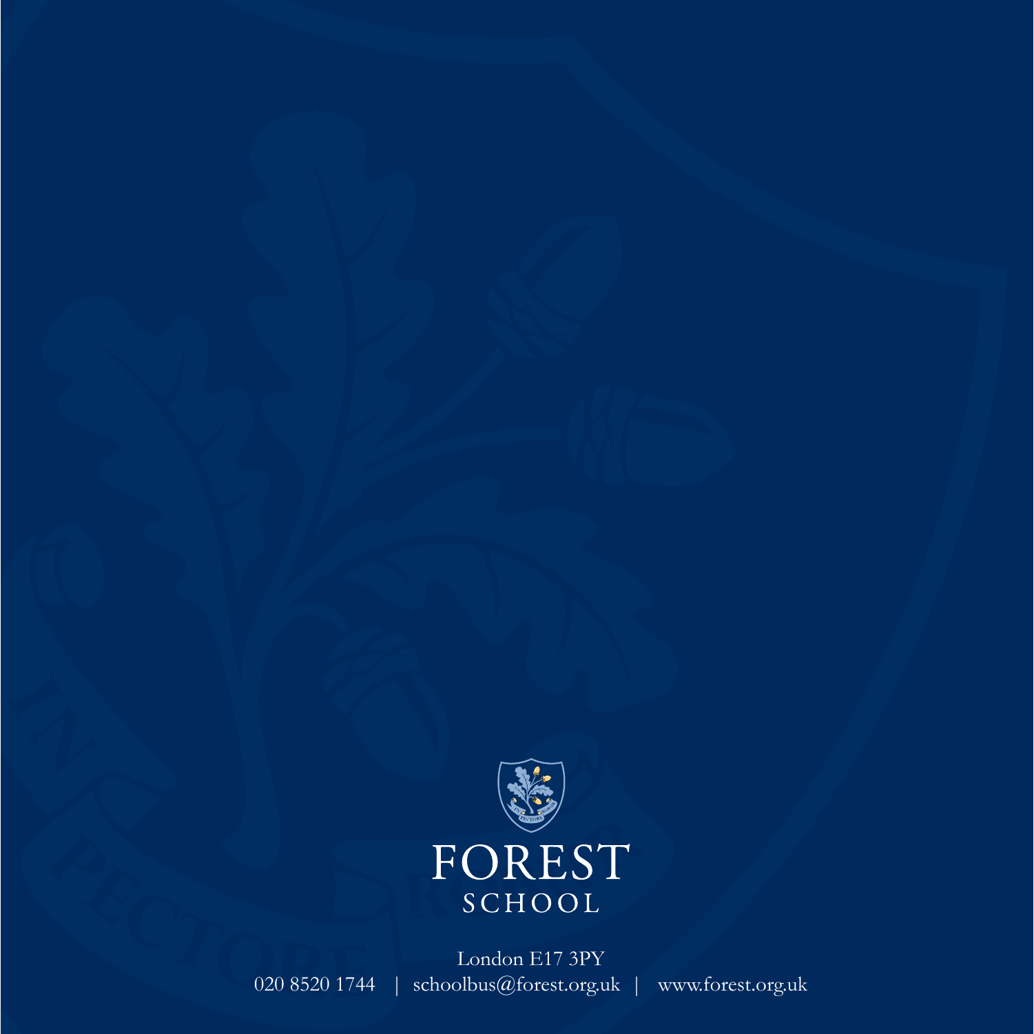FOREST
SCHOOL

London E17 3PY

020 8520 1744 | schoolbus@forest.org.uk | www.forest.org.uk